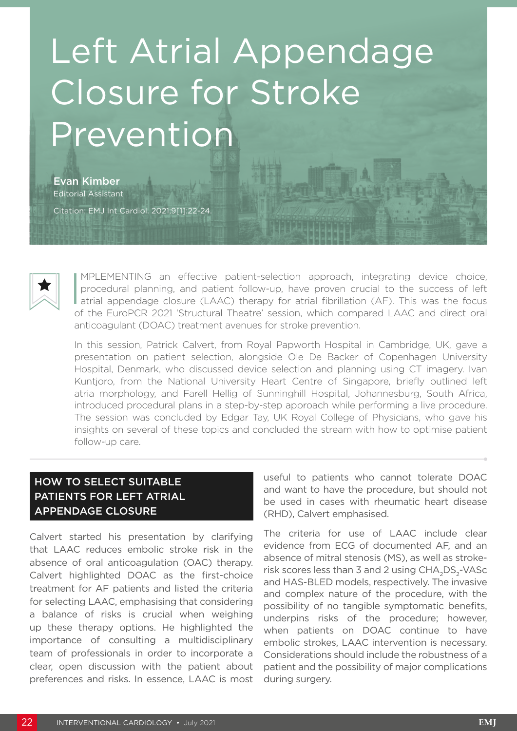# Left Atrial Appendage Closure for Stroke Prevention

**Evan Kimber**
Editorial Assistant

Citation: EMJ Int Cardiol. 2021;9[1]:22-24.

IMPLEMENTING an effective patient-selection approach, integrating device choice, procedural planning, and patient follow-up, have proven crucial to the success of left atrial appendage closure (LAAC) therapy for atrial fibrillation (AF). This was the focus of the EuroPCR 2021 'Structural Theatre' session, which compared LAAC and direct oral anticoagulant (DOAC) treatment avenues for stroke prevention.

In this session, Patrick Calvert, from Royal Papworth Hospital in Cambridge, UK, gave a presentation on patient selection, alongside Ole De Backer of Copenhagen University Hospital, Denmark, who discussed device selection and planning using CT imagery. Ivan Kuntjoro, from the National University Heart Centre of Singapore, briefly outlined left atria morphology, and Farell Hellig of Sunninghill Hospital, Johannesburg, South Africa, introduced procedural plans in a step-by-step approach while performing a live procedure. The session was concluded by Edgar Tay, UK Royal College of Physicians, who gave his insights on several of these topics and concluded the stream with how to optimise patient follow-up care.

## HOW TO SELECT SUITABLE PATIENTS FOR LEFT ATRIAL APPENDAGE CLOSURE

Calvert started his presentation by clarifying that LAAC reduces embolic stroke risk in the absence of oral anticoagulation (OAC) therapy. Calvert highlighted DOAC as the first-choice treatment for AF patients and listed the criteria for selecting LAAC, emphasising that considering a balance of risks is crucial when weighing up these therapy options. He highlighted the importance of consulting a multidisciplinary team of professionals in order to incorporate a clear, open discussion with the patient about preferences and risks. In essence, LAAC is most useful to patients who cannot tolerate DOAC and want to have the procedure, but should not be used in cases with rheumatic heart disease (RHD), Calvert emphasised.

The criteria for use of LAAC include clear evidence from ECG of documented AF, and an absence of mitral stenosis (MS), as well as stroke-risk scores less than 3 and 2 using $CHA_2DS_2$-VASc and HAS-BLED models, respectively. The invasive and complex nature of the procedure, with the possibility of no tangible symptomatic benefits, underpins risks of the procedure; however, when patients on DOAC continue to have embolic strokes, LAAC intervention is necessary. Considerations should include the robustness of a patient and the possibility of major complications during surgery.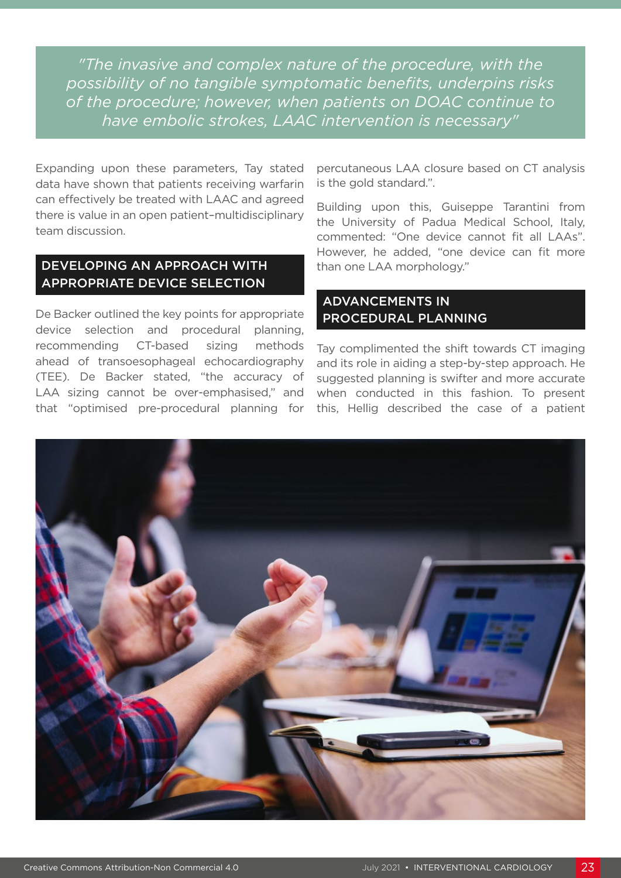> *"The invasive and complex nature of the procedure, with the possibility of no tangible symptomatic benefits, underpins risks of the procedure; however, when patients on DOAC continue to have embolic strokes, LAAC intervention is necessary"*

Expanding upon these parameters, Tay stated data have shown that patients receiving warfarin can effectively be treated with LAAC and agreed there is value in an open patient-multidisciplinary team discussion.

## DEVELOPING AN APPROACH WITH APPROPRIATE DEVICE SELECTION

De Backer outlined the key points for appropriate device selection and procedural planning, recommending CT-based sizing methods ahead of transoesophageal echocardiography (TEE). De Backer stated, "the accuracy of LAA sizing cannot be over-emphasised," and that "optimised pre-procedural planning for percutaneous LAA closure based on CT analysis is the gold standard.".

Building upon this, Guiseppe Tarantini from the University of Padua Medical School, Italy, commented: "One device cannot fit all LAAs". However, he added, "one device can fit more than one LAA morphology."

## ADVANCEMENTS IN PROCEDURAL PLANNING

Tay complimented the shift towards CT imaging and its role in aiding a step-by-step approach. He suggested planning is swifter and more accurate when conducted in this fashion. To present this, Hellig described the case of a patient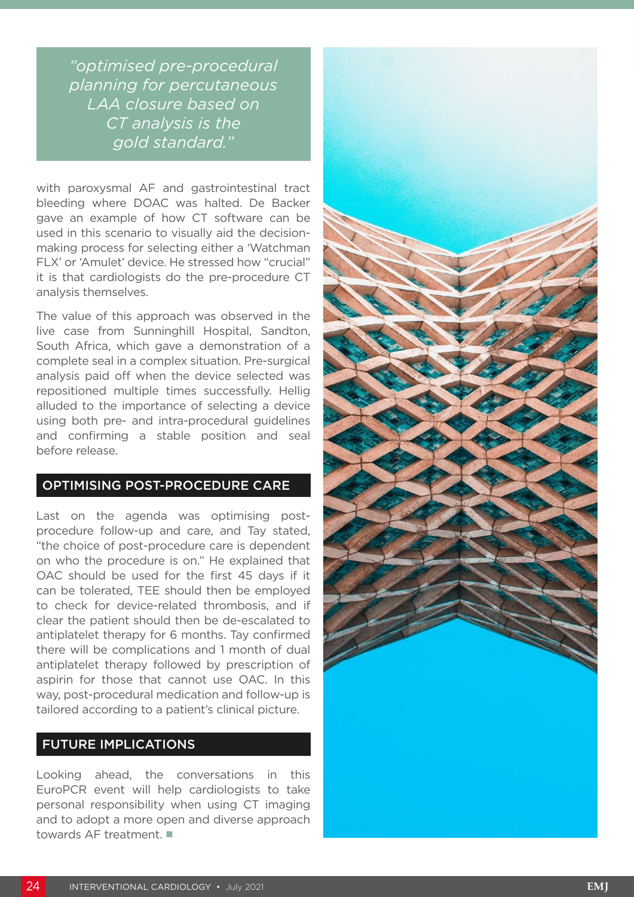> *"optimised pre-procedural planning for percutaneous LAA closure based on CT analysis is the gold standard."*

with paroxysmal AF and gastrointestinal tract bleeding where DOAC was halted. De Backer gave an example of how CT software can be used in this scenario to visually aid the decision-making process for selecting either a 'Watchman FLX' or 'Amulet' device. He stressed how "crucial" it is that cardiologists do the pre-procedure CT analysis themselves.

The value of this approach was observed in the live case from Sunninghill Hospital, Sandton, South Africa, which gave a demonstration of a complete seal in a complex situation. Pre-surgical analysis paid off when the device selected was repositioned multiple times successfully. Hellig alluded to the importance of selecting a device using both pre- and intra-procedural guidelines and confirming a stable position and seal before release.

## OPTIMISING POST-PROCEDURE CARE

Last on the agenda was optimising post-procedure follow-up and care, and Tay stated, "the choice of post-procedure care is dependent on who the procedure is on." He explained that OAC should be used for the first 45 days if it can be tolerated, TEE should then be employed to check for device-related thrombosis, and if clear the patient should then be de-escalated to antiplatelet therapy for 6 months. Tay confirmed there will be complications and 1 month of dual antiplatelet therapy followed by prescription of aspirin for those that cannot use OAC. In this way, post-procedural medication and follow-up is tailored according to a patient's clinical picture.

## FUTURE IMPLICATIONS

Looking ahead, the conversations in this EuroPCR event will help cardiologists to take personal responsibility when using CT imaging and to adopt a more open and diverse approach towards AF treatment. ■